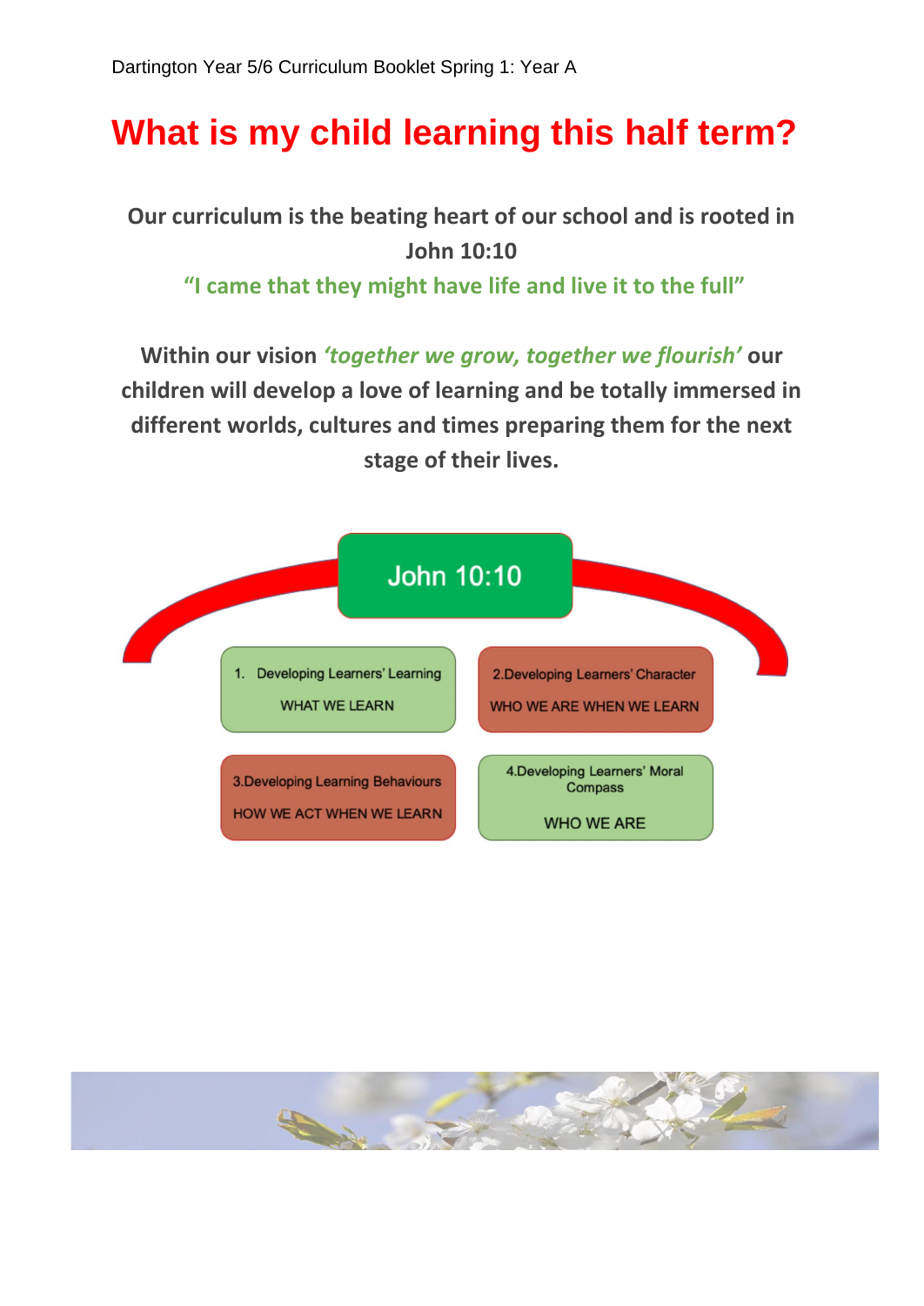Dartington Year 5/6 Curriculum Booklet Spring 1: Year A

# What is my child learning this half term?

**Our curriculum is the beating heart of our school and is rooted in John 10:10**

**"I came that they might have life and live it to the full"**

**Within our vision *'together we grow, together we flourish'* our children will develop a love of learning and be totally immersed in different worlds, cultures and times preparing them for the next stage of their lives.**

John 10:10

1. Developing Learners' Learning
   WHAT WE LEARN

2. Developing Learners' Character
   WHO WE ARE WHEN WE LEARN

3. Developing Learning Behaviours
   HOW WE ACT WHEN WE LEARN

4. Developing Learners' Moral Compass
   WHO WE ARE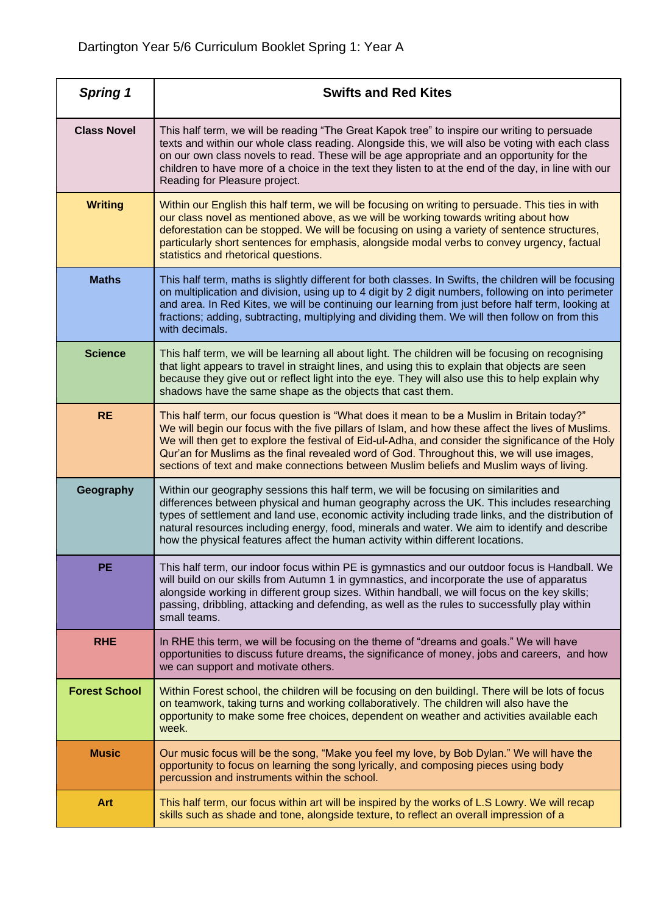Dartington Year 5/6 Curriculum Booklet Spring 1: Year A

| ***Spring 1*** | **Swifts and Red Kites** |
|---|---|
| **Class Novel** | This half term, we will be reading “The Great Kapok tree” to inspire our writing to persuade texts and within our whole class reading. Alongside this, we will also be voting with each class on our own class novels to read. These will be age appropriate and an opportunity for the children to have more of a choice in the text they listen to at the end of the day, in line with our Reading for Pleasure project. |
| **Writing** | Within our English this half term, we will be focusing on writing to persuade. This ties in with our class novel as mentioned above, as we will be working towards writing about how deforestation can be stopped. We will be focusing on using a variety of sentence structures, particularly short sentences for emphasis, alongside modal verbs to convey urgency, factual statistics and rhetorical questions. |
| **Maths** | This half term, maths is slightly different for both classes. In Swifts, the children will be focusing on multiplication and division, using up to 4 digit by 2 digit numbers, following on into perimeter and area. In Red Kites, we will be continuing our learning from just before half term, looking at fractions; adding, subtracting, multiplying and dividing them. We will then follow on from this with decimals. |
| **Science** | This half term, we will be learning all about light. The children will be focusing on recognising that light appears to travel in straight lines, and using this to explain that objects are seen because they give out or reflect light into the eye. They will also use this to help explain why shadows have the same shape as the objects that cast them. |
| **RE** | This half term, our focus question is “What does it mean to be a Muslim in Britain today?” We will begin our focus with the five pillars of Islam, and how these affect the lives of Muslims. We will then get to explore the festival of Eid-ul-Adha, and consider the significance of the Holy Qur’an for Muslims as the final revealed word of God. Throughout this, we will use images, sections of text and make connections between Muslim beliefs and Muslim ways of living. |
| **Geography** | Within our geography sessions this half term, we will be focusing on similarities and differences between physical and human geography across the UK. This includes researching types of settlement and land use, economic activity including trade links, and the distribution of natural resources including energy, food, minerals and water. We aim to identify and describe how the physical features affect the human activity within different locations. |
| **PE** | This half term, our indoor focus within PE is gymnastics and our outdoor focus is Handball. We will build on our skills from Autumn 1 in gymnastics, and incorporate the use of apparatus alongside working in different group sizes. Within handball, we will focus on the key skills; passing, dribbling, attacking and defending, as well as the rules to successfully play within small teams. |
| **RHE** | In RHE this term, we will be focusing on the theme of “dreams and goals.” We will have opportunities to discuss future dreams, the significance of money, jobs and careers, and how we can support and motivate others. |
| **Forest School** | Within Forest school, the children will be focusing on den buildingl. There will be lots of focus on teamwork, taking turns and working collaboratively. The children will also have the opportunity to make some free choices, dependent on weather and activities available each week. |
| **Music** | Our music focus will be the song, “Make you feel my love, by Bob Dylan.” We will have the opportunity to focus on learning the song lyrically, and composing pieces using body percussion and instruments within the school. |
| **Art** | This half term, our focus within art will be inspired by the works of L.S Lowry. We will recap skills such as shade and tone, alongside texture, to reflect an overall impression of a |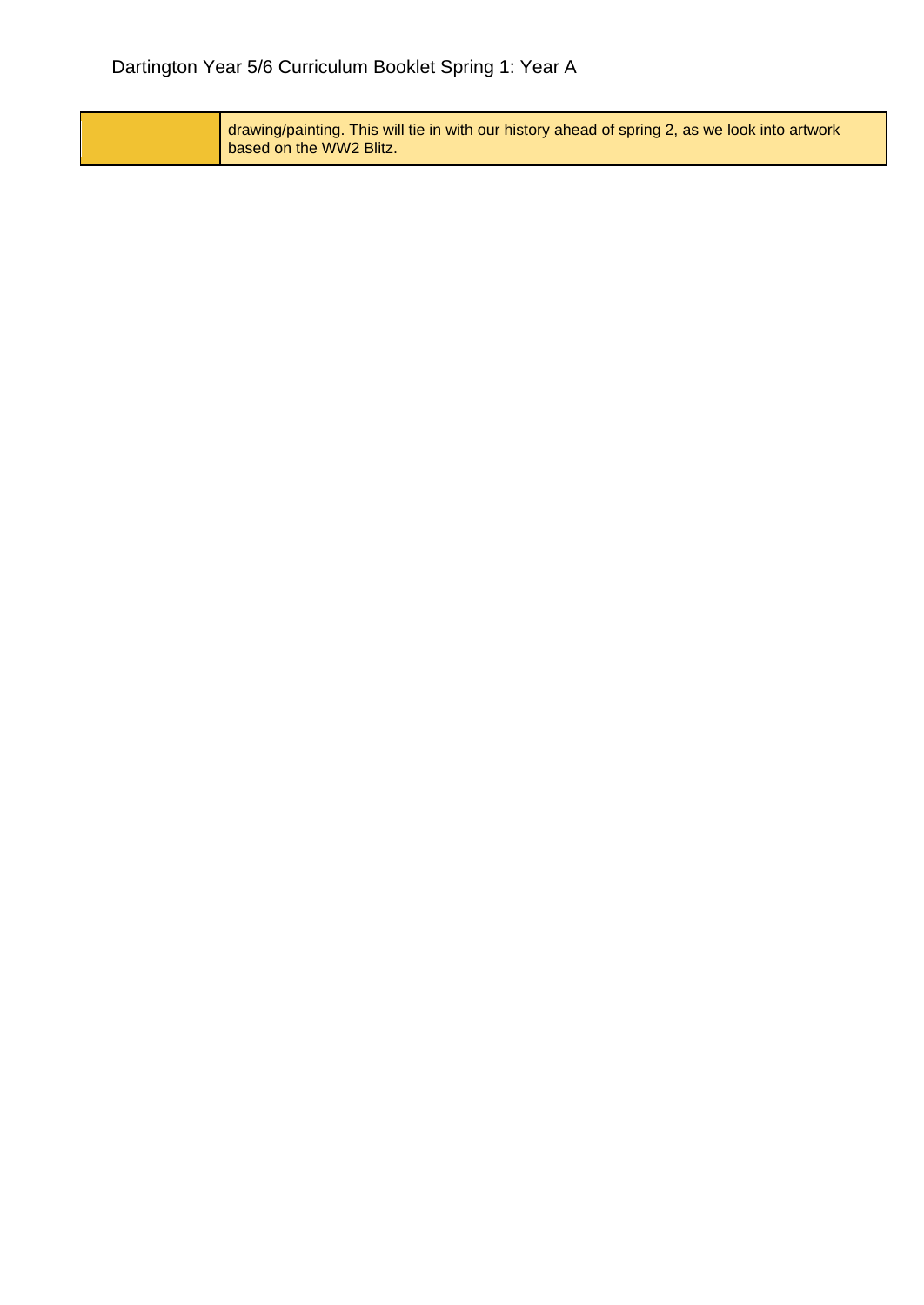| | |
|---|---|
| | drawing/painting. This will tie in with our history ahead of spring 2, as we look into artwork based on the WW2 Blitz. |